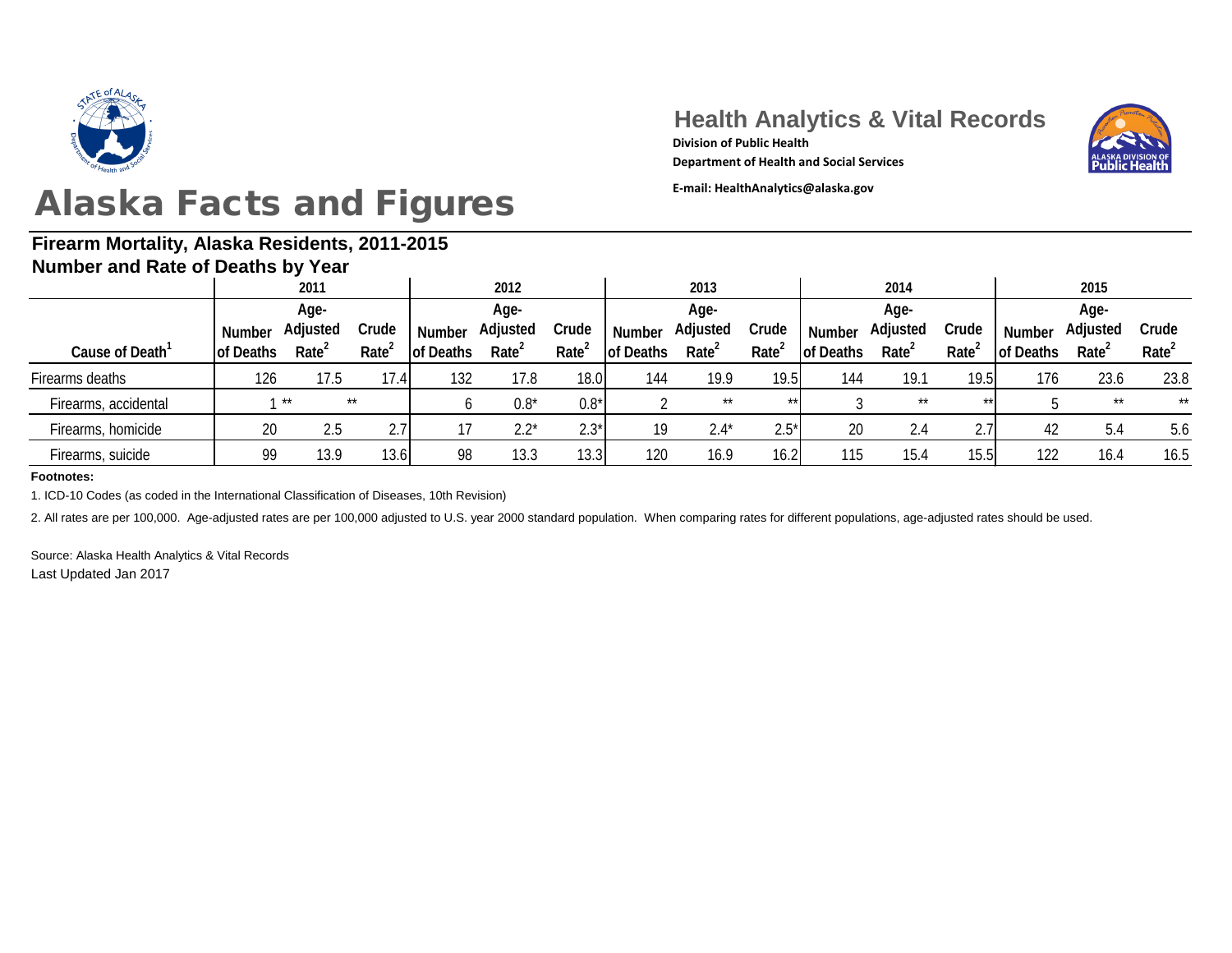**Health Analytics & Vital Records**

**Division of Public Health**

**Department of Health and Social Services**

**E-mail: HealthAnalytics@alaska.gov**

# Alaska Facts and Figures

## Firearm Mortality, Alaska Residents, 2011-2015

### Number and Rate of Deaths by Year

| Cause of Death[1] | 2011 | | | 2012 | | | 2013 | | | 2014 | | | 2015 | | |
|---|---|---|---|---|---|---|---|---|---|---|---|---|---|---|---|
| | Number of Deaths | Age-Adjusted Rate[2] | Crude Rate[2] | Number of Deaths | Age-Adjusted Rate[2] | Crude Rate[2] | Number of Deaths | Age-Adjusted Rate[2] | Crude Rate[2] | Number of Deaths | Age-Adjusted Rate[2] | Crude Rate[2] | Number of Deaths | Age-Adjusted Rate[2] | Crude Rate[2] |
| Firearms deaths | 126 | 17.5 | 17.4 | 132 | 17.8 | 18.0 | 144 | 19.9 | 19.5 | 144 | 19.1 | 19.5 | 176 | 23.6 | 23.8 |
| Firearms, accidental | 1 | ** | ** | 6 | 0.8* | 0.8* | 2 | ** | ** | 3 | ** | ** | 5 | ** | ** |
| Firearms, homicide | 20 | 2.5 | 2.7 | 17 | 2.2* | 2.3* | 19 | 2.4* | 2.5* | 20 | 2.4 | 2.7 | 42 | 5.4 | 5.6 |
| Firearms, suicide | 99 | 13.9 | 13.6 | 98 | 13.3 | 13.3 | 120 | 16.9 | 16.2 | 115 | 15.4 | 15.5 | 122 | 16.4 | 16.5 |

**Footnotes:**

1. ICD-10 Codes (as coded in the International Classification of Diseases, 10th Revision)

2. All rates are per 100,000. Age-adjusted rates are per 100,000 adjusted to U.S. year 2000 standard population. When comparing rates for different populations, age-adjusted rates should be used.

Source: Alaska Health Analytics & Vital Records

Last Updated Jan 2017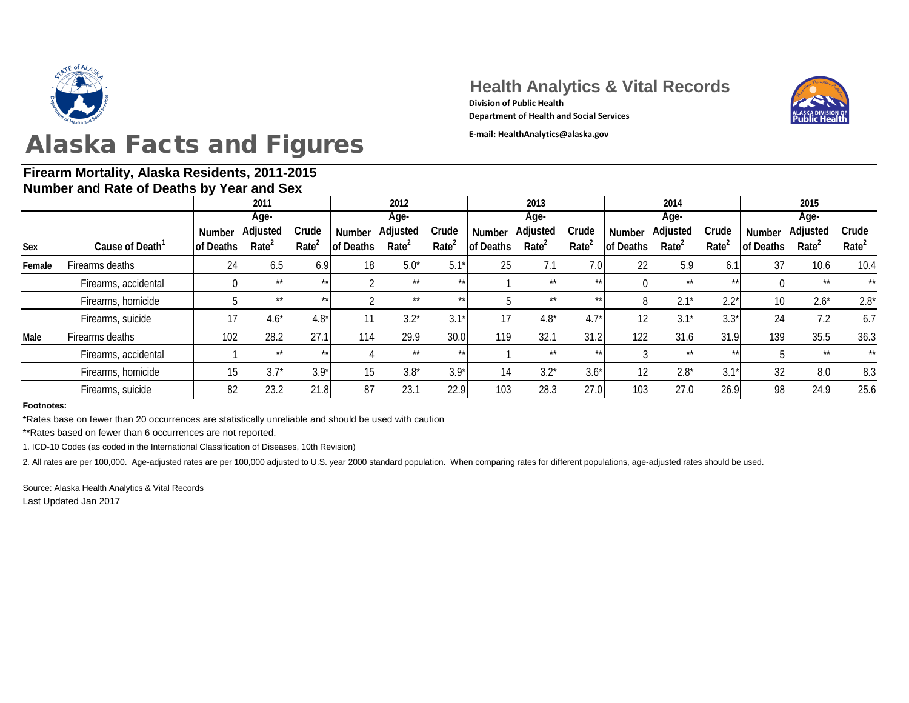# Health Analytics & Vital Records

**Division of Public Health**
**Department of Health and Social Services**

**E-mail: HealthAnalytics@alaska.gov**

# Alaska Facts and Figures

## Firearm Mortality, Alaska Residents, 2011-2015
### Number and Rate of Deaths by Year and Sex

| | | 2011 | | | 2012 | | | 2013 | | | 2014 | | | 2015 | | |
|---|---|---|---|---|---|---|---|---|---|---|---|---|---|---|---|---|
| Sex | Cause of Death[1] | Number of Deaths | Age-Adjusted Rate[2] | Crude Rate[2] | Number of Deaths | Age-Adjusted Rate[2] | Crude Rate[2] | Number of Deaths | Age-Adjusted Rate[2] | Crude Rate[2] | Number of Deaths | Age-Adjusted Rate[2] | Crude Rate[2] | Number of Deaths | Age-Adjusted Rate[2] | Crude Rate[2] |
| Female | Firearms deaths | 24 | 6.5 | 6.9 | 18 | 5.0* | 5.1* | 25 | 7.1 | 7.0 | 22 | 5.9 | 6.1 | 37 | 10.6 | 10.4 |
| | Firearms, accidental | 0 | ** | ** | 2 | ** | ** | 1 | ** | ** | 0 | ** | ** | 0 | ** | ** |
| | Firearms, homicide | 5 | ** | ** | 2 | ** | ** | 5 | ** | ** | 8 | 2.1* | 2.2* | 10 | 2.6* | 2.8* |
| | Firearms, suicide | 17 | 4.6* | 4.8* | 11 | 3.2* | 3.1* | 17 | 4.8* | 4.7* | 12 | 3.1* | 3.3* | 24 | 7.2 | 6.7 |
| Male | Firearms deaths | 102 | 28.2 | 27.1 | 114 | 29.9 | 30.0 | 119 | 32.1 | 31.2 | 122 | 31.6 | 31.9 | 139 | 35.5 | 36.3 |
| | Firearms, accidental | 1 | ** | ** | 4 | ** | ** | 1 | ** | ** | 3 | ** | ** | 5 | ** | ** |
| | Firearms, homicide | 15 | 3.7* | 3.9* | 15 | 3.8* | 3.9* | 14 | 3.2* | 3.6* | 12 | 2.8* | 3.1* | 32 | 8.0 | 8.3 |
| | Firearms, suicide | 82 | 23.2 | 21.8 | 87 | 23.1 | 22.9 | 103 | 28.3 | 27.0 | 103 | 27.0 | 26.9 | 98 | 24.9 | 25.6 |

**Footnotes:**

*Rates base on fewer than 20 occurrences are statistically unreliable and should be used with caution

**Rates based on fewer than 6 occurrences are not reported.

1. ICD-10 Codes (as coded in the International Classification of Diseases, 10th Revision)

2. All rates are per 100,000. Age-adjusted rates are per 100,000 adjusted to U.S. year 2000 standard population. When comparing rates for different populations, age-adjusted rates should be used.

Source: Alaska Health Analytics & Vital Records
Last Updated Jan 2017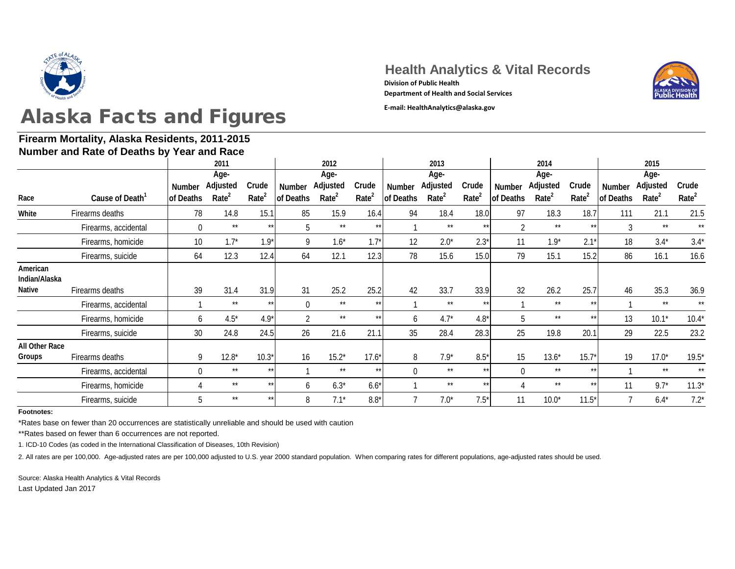# Alaska Facts and Figures

**Health Analytics & Vital Records**
**Division of Public Health**
**Department of Health and Social Services**
**E-mail: HealthAnalytics@alaska.gov**

## Firearm Mortality, Alaska Residents, 2011-2015
### Number and Rate of Deaths by Year and Race

| | | 2011 | | | 2012 | | | 2013 | | | 2014 | | | 2015 | | |
|---|---|---|---|---|---|---|---|---|---|---|---|---|---|---|---|---|
| Race | Cause of Death[1] | Number of Deaths | Age-Adjusted Rate[2] | Crude Rate[2] | Number of Deaths | Age-Adjusted Rate[2] | Crude Rate[2] | Number of Deaths | Age-Adjusted Rate[2] | Crude Rate[2] | Number of Deaths | Age-Adjusted Rate[2] | Crude Rate[2] | Number of Deaths | Age-Adjusted Rate[2] | Crude Rate[2] |
| White | Firearms deaths | 78 | 14.8 | 15.1 | 85 | 15.9 | 16.4 | 94 | 18.4 | 18.0 | 97 | 18.3 | 18.7 | 111 | 21.1 | 21.5 |
| | Firearms, accidental | 0 | ** | ** | 5 | ** | ** | 1 | ** | ** | 2 | ** | ** | 3 | ** | ** |
| | Firearms, homicide | 10 | 1.7* | 1.9* | 9 | 1.6* | 1.7* | 12 | 2.0* | 2.3* | 11 | 1.9* | 2.1* | 18 | 3.4* | 3.4* |
| | Firearms, suicide | 64 | 12.3 | 12.4 | 64 | 12.1 | 12.3 | 78 | 15.6 | 15.0 | 79 | 15.1 | 15.2 | 86 | 16.1 | 16.6 |
| American Indian/Alaska Native | Firearms deaths | 39 | 31.4 | 31.9 | 31 | 25.2 | 25.2 | 42 | 33.7 | 33.9 | 32 | 26.2 | 25.7 | 46 | 35.3 | 36.9 |
| | Firearms, accidental | 1 | ** | ** | 0 | ** | ** | 1 | ** | ** | 1 | ** | ** | 1 | ** | ** |
| | Firearms, homicide | 6 | 4.5* | 4.9* | 2 | ** | ** | 6 | 4.7* | 4.8* | 5 | ** | ** | 13 | 10.1* | 10.4* |
| | Firearms, suicide | 30 | 24.8 | 24.5 | 26 | 21.6 | 21.1 | 35 | 28.4 | 28.3 | 25 | 19.8 | 20.1 | 29 | 22.5 | 23.2 |
| All Other Race Groups | Firearms deaths | 9 | 12.8* | 10.3* | 16 | 15.2* | 17.6* | 8 | 7.9* | 8.5* | 15 | 13.6* | 15.7* | 19 | 17.0* | 19.5* |
| | Firearms, accidental | 0 | ** | ** | 1 | ** | ** | 0 | ** | ** | 0 | ** | ** | 1 | ** | ** |
| | Firearms, homicide | 4 | ** | ** | 6 | 6.3* | 6.6* | 1 | ** | ** | 4 | ** | ** | 11 | 9.7* | 11.3* |
| | Firearms, suicide | 5 | ** | ** | 8 | 7.1* | 8.8* | 7 | 7.0* | 7.5* | 11 | 10.0* | 11.5* | 7 | 6.4* | 7.2* |

**Footnotes:**

*Rates base on fewer than 20 occurrences are statistically unreliable and should be used with caution

**Rates based on fewer than 6 occurrences are not reported.

1. ICD-10 Codes (as coded in the International Classification of Diseases, 10th Revision)

2. All rates are per 100,000. Age-adjusted rates are per 100,000 adjusted to U.S. year 2000 standard population. When comparing rates for different populations, age-adjusted rates should be used.

Source: Alaska Health Analytics & Vital Records
Last Updated Jan 2017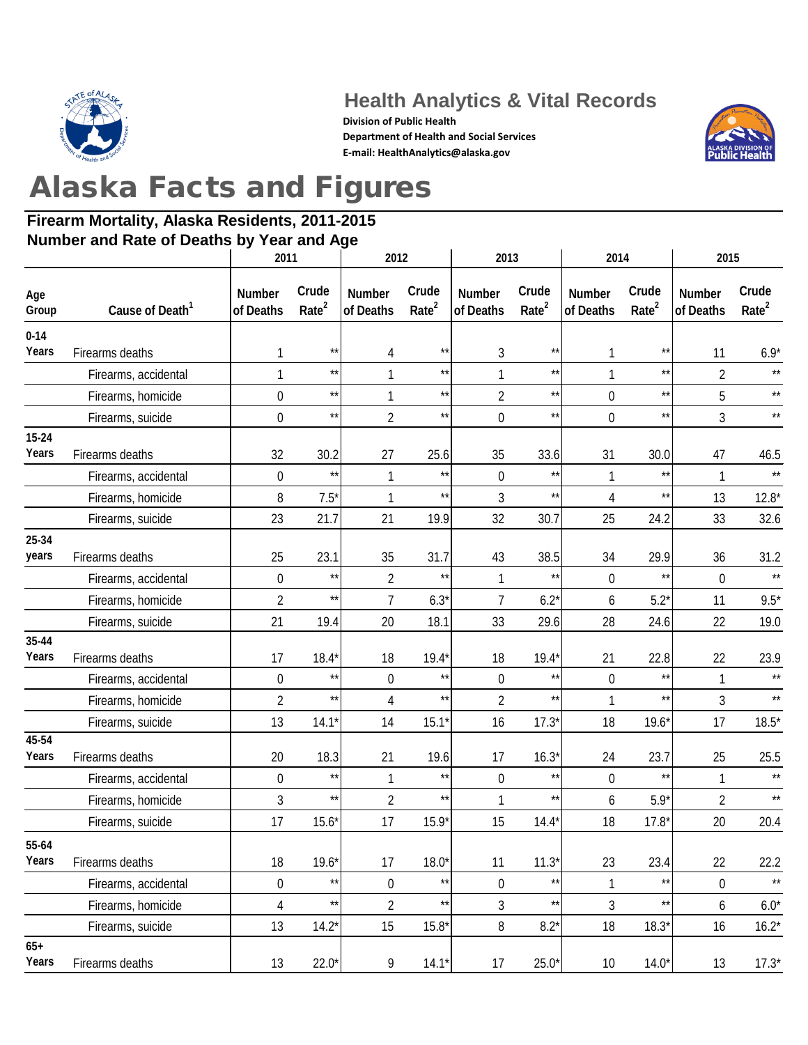# Health Analytics & Vital Records

**Division of Public Health**
**Department of Health and Social Services**
**E-mail: HealthAnalytics@alaska.gov**

# Alaska Facts and Figures

## Firearm Mortality, Alaska Residents, 2011-2015
## Number and Rate of Deaths by Year and Age

| | | 2011 | | 2012 | | 2013 | | 2014 | | 2015 | |
|---|---|---|---|---|---|---|---|---|---|---|---|
| Age Group | Cause of Death[1] | Number of Deaths | Crude Rate[2] | Number of Deaths | Crude Rate[2] | Number of Deaths | Crude Rate[2] | Number of Deaths | Crude Rate[2] | Number of Deaths | Crude Rate[2] |
| 0-14 Years | Firearms deaths | 1 | ** | 4 | ** | 3 | ** | 1 | ** | 11 | 6.9* |
| | Firearms, accidental | 1 | ** | 1 | ** | 1 | ** | 1 | ** | 2 | ** |
| | Firearms, homicide | 0 | ** | 1 | ** | 2 | ** | 0 | ** | 5 | ** |
| | Firearms, suicide | 0 | ** | 2 | ** | 0 | ** | 0 | ** | 3 | ** |
| 15-24 Years | Firearms deaths | 32 | 30.2 | 27 | 25.6 | 35 | 33.6 | 31 | 30.0 | 47 | 46.5 |
| | Firearms, accidental | 0 | ** | 1 | ** | 0 | ** | 1 | ** | 1 | ** |
| | Firearms, homicide | 8 | 7.5* | 1 | ** | 3 | ** | 4 | ** | 13 | 12.8* |
| | Firearms, suicide | 23 | 21.7 | 21 | 19.9 | 32 | 30.7 | 25 | 24.2 | 33 | 32.6 |
| 25-34 years | Firearms deaths | 25 | 23.1 | 35 | 31.7 | 43 | 38.5 | 34 | 29.9 | 36 | 31.2 |
| | Firearms, accidental | 0 | ** | 2 | ** | 1 | ** | 0 | ** | 0 | ** |
| | Firearms, homicide | 2 | ** | 7 | 6.3* | 7 | 6.2* | 6 | 5.2* | 11 | 9.5* |
| | Firearms, suicide | 21 | 19.4 | 20 | 18.1 | 33 | 29.6 | 28 | 24.6 | 22 | 19.0 |
| 35-44 Years | Firearms deaths | 17 | 18.4* | 18 | 19.4* | 18 | 19.4* | 21 | 22.8 | 22 | 23.9 |
| | Firearms, accidental | 0 | ** | 0 | ** | 0 | ** | 0 | ** | 1 | ** |
| | Firearms, homicide | 2 | ** | 4 | ** | 2 | ** | 1 | ** | 3 | ** |
| | Firearms, suicide | 13 | 14.1* | 14 | 15.1* | 16 | 17.3* | 18 | 19.6* | 17 | 18.5* |
| 45-54 Years | Firearms deaths | 20 | 18.3 | 21 | 19.6 | 17 | 16.3* | 24 | 23.7 | 25 | 25.5 |
| | Firearms, accidental | 0 | ** | 1 | ** | 0 | ** | 0 | ** | 1 | ** |
| | Firearms, homicide | 3 | ** | 2 | ** | 1 | ** | 6 | 5.9* | 2 | ** |
| | Firearms, suicide | 17 | 15.6* | 17 | 15.9* | 15 | 14.4* | 18 | 17.8* | 20 | 20.4 |
| 55-64 Years | Firearms deaths | 18 | 19.6* | 17 | 18.0* | 11 | 11.3* | 23 | 23.4 | 22 | 22.2 |
| | Firearms, accidental | 0 | ** | 0 | ** | 0 | ** | 1 | ** | 0 | ** |
| | Firearms, homicide | 4 | ** | 2 | ** | 3 | ** | 3 | ** | 6 | 6.0* |
| | Firearms, suicide | 13 | 14.2* | 15 | 15.8* | 8 | 8.2* | 18 | 18.3* | 16 | 16.2* |
| 65+ Years | Firearms deaths | 13 | 22.0* | 9 | 14.1* | 17 | 25.0* | 10 | 14.0* | 13 | 17.3* |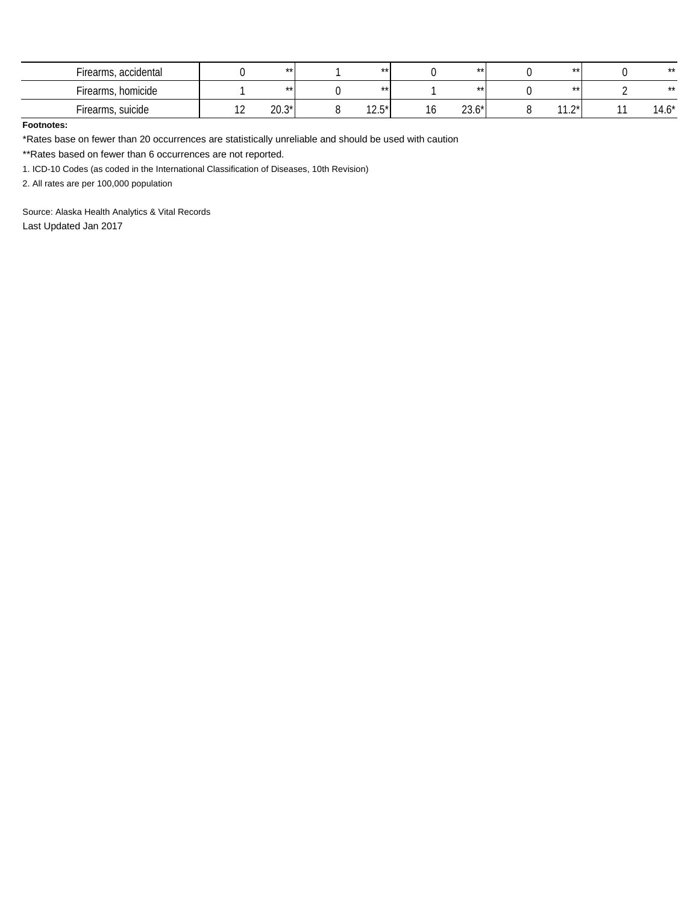| | | | | | | | | | | |
|---|---|---|---|---|---|---|---|---|---|---|
| Firearms, accidental | 0 | ** | 1 | ** | 0 | ** | 0 | ** | 0 | ** |
| Firearms, homicide | 1 | ** | 0 | ** | 1 | ** | 0 | ** | 2 | ** |
| Firearms, suicide | 12 | 20.3* | 8 | 12.5* | 16 | 23.6* | 8 | 11.2* | 11 | 14.6* |

**Footnotes:**

*Rates base on fewer than 20 occurrences are statistically unreliable and should be used with caution

**Rates based on fewer than 6 occurrences are not reported.

1. ICD-10 Codes (as coded in the International Classification of Diseases, 10th Revision)
2. All rates are per 100,000 population

Source: Alaska Health Analytics & Vital Records

Last Updated Jan 2017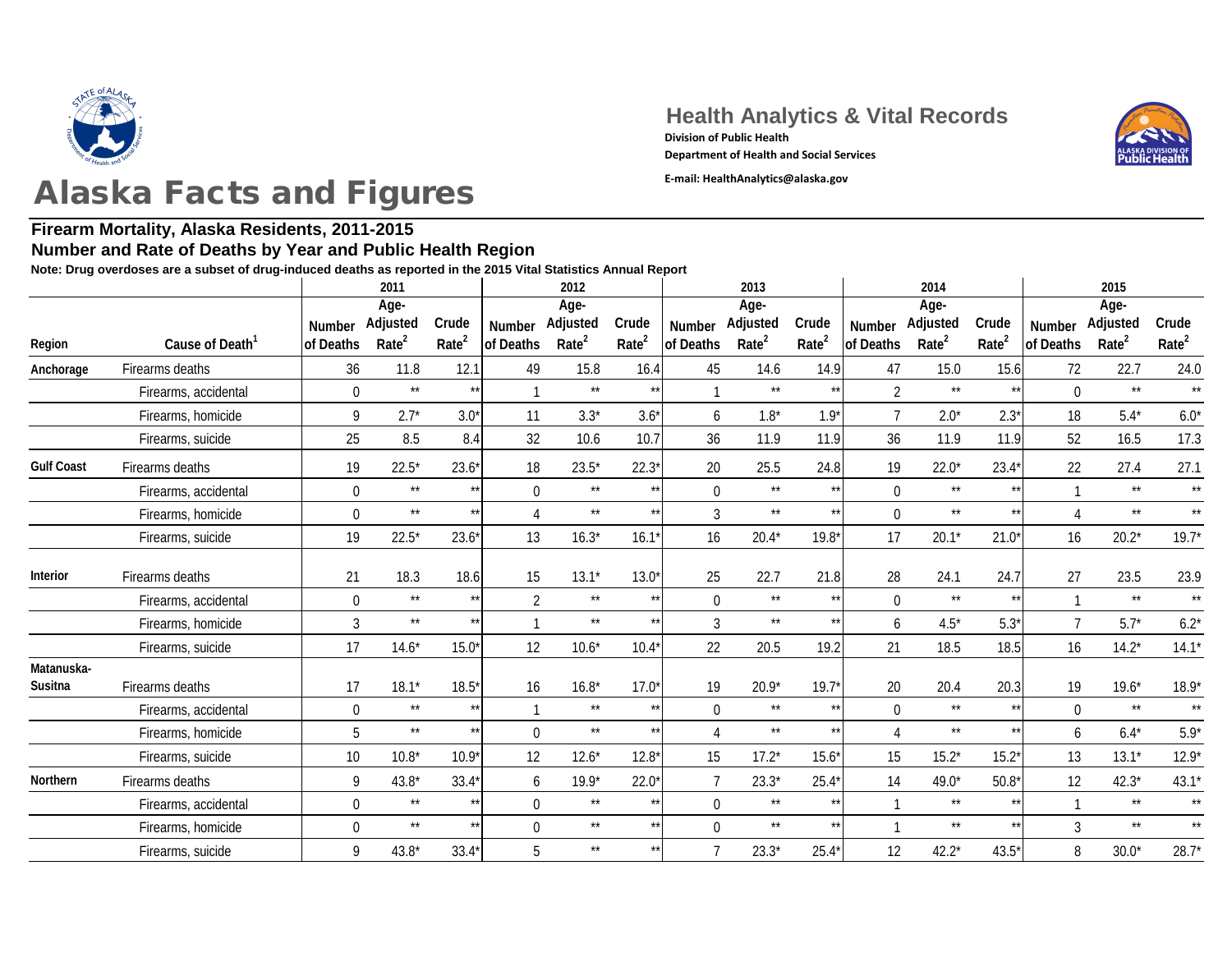Health Analytics & Vital Records

Division of Public Health

Department of Health and Social Services

E-mail: HealthAnalytics@alaska.gov

# Alaska Facts and Figures

## Firearm Mortality, Alaska Residents, 2011-2015

### Number and Rate of Deaths by Year and Public Health Region

**Note: Drug overdoses are a subset of drug-induced deaths as reported in the 2015 Vital Statistics Annual Report**

| | | 2011 | | | 2012 | | | 2013 | | | 2014 | | | 2015 | | |
|---|---|---|---|---|---|---|---|---|---|---|---|---|---|---|---|---|
| Region | Cause of Death[1] | Number of Deaths | Age-Adjusted Rate[2] | Crude Rate[2] | Number of Deaths | Age-Adjusted Rate[2] | Crude Rate[2] | Number of Deaths | Age-Adjusted Rate[2] | Crude Rate[2] | Number of Deaths | Age-Adjusted Rate[2] | Crude Rate[2] | Number of Deaths | Age-Adjusted Rate[2] | Crude Rate[2] |
| **Anchorage** | Firearms deaths | 36 | 11.8 | 12.1 | 49 | 15.8 | 16.4 | 45 | 14.6 | 14.9 | 47 | 15.0 | 15.6 | 72 | 22.7 | 24.0 |
| | Firearms, accidental | 0 | ** | ** | 1 | ** | ** | 1 | ** | ** | 2 | ** | ** | 0 | ** | ** |
| | Firearms, homicide | 9 | 2.7* | 3.0* | 11 | 3.3* | 3.6* | 6 | 1.8* | 1.9* | 7 | 2.0* | 2.3* | 18 | 5.4* | 6.0* |
| | Firearms, suicide | 25 | 8.5 | 8.4 | 32 | 10.6 | 10.7 | 36 | 11.9 | 11.9 | 36 | 11.9 | 11.9 | 52 | 16.5 | 17.3 |
| **Gulf Coast** | Firearms deaths | 19 | 22.5* | 23.6* | 18 | 23.5* | 22.3* | 20 | 25.5 | 24.8 | 19 | 22.0* | 23.4* | 22 | 27.4 | 27.1 |
| | Firearms, accidental | 0 | ** | ** | 0 | ** | ** | 0 | ** | ** | 0 | ** | ** | 1 | ** | ** |
| | Firearms, homicide | 0 | ** | ** | 4 | ** | ** | 3 | ** | ** | 0 | ** | ** | 4 | ** | ** |
| | Firearms, suicide | 19 | 22.5* | 23.6* | 13 | 16.3* | 16.1* | 16 | 20.4* | 19.8* | 17 | 20.1* | 21.0* | 16 | 20.2* | 19.7* |
| **Interior** | Firearms deaths | 21 | 18.3 | 18.6 | 15 | 13.1* | 13.0* | 25 | 22.7 | 21.8 | 28 | 24.1 | 24.7 | 27 | 23.5 | 23.9 |
| | Firearms, accidental | 0 | ** | ** | 2 | ** | ** | 0 | ** | ** | 0 | ** | ** | 1 | ** | ** |
| | Firearms, homicide | 3 | ** | ** | 1 | ** | ** | 3 | ** | ** | 6 | 4.5* | 5.3* | 7 | 5.7* | 6.2* |
| | Firearms, suicide | 17 | 14.6* | 15.0* | 12 | 10.6* | 10.4* | 22 | 20.5 | 19.2 | 21 | 18.5 | 18.5 | 16 | 14.2* | 14.1* |
| **Matanuska-Susitna** | Firearms deaths | 17 | 18.1* | 18.5* | 16 | 16.8* | 17.0* | 19 | 20.9* | 19.7* | 20 | 20.4 | 20.3 | 19 | 19.6* | 18.9* |
| | Firearms, accidental | 0 | ** | ** | 1 | ** | ** | 0 | ** | ** | 0 | ** | ** | 0 | ** | ** |
| | Firearms, homicide | 5 | ** | ** | 0 | ** | ** | 4 | ** | ** | 4 | ** | ** | 6 | 6.4* | 5.9* |
| | Firearms, suicide | 10 | 10.8* | 10.9* | 12 | 12.6* | 12.8* | 15 | 17.2* | 15.6* | 15 | 15.2* | 15.2* | 13 | 13.1* | 12.9* |
| **Northern** | Firearms deaths | 9 | 43.8* | 33.4* | 6 | 19.9* | 22.0* | 7 | 23.3* | 25.4* | 14 | 49.0* | 50.8* | 12 | 42.3* | 43.1* |
| | Firearms, accidental | 0 | ** | ** | 0 | ** | ** | 0 | ** | ** | 1 | ** | ** | 1 | ** | ** |
| | Firearms, homicide | 0 | ** | ** | 0 | ** | ** | 0 | ** | ** | 1 | ** | ** | 3 | ** | ** |
| | Firearms, suicide | 9 | 43.8* | 33.4* | 5 | ** | ** | 7 | 23.3* | 25.4* | 12 | 42.2* | 43.5* | 8 | 30.0* | 28.7* |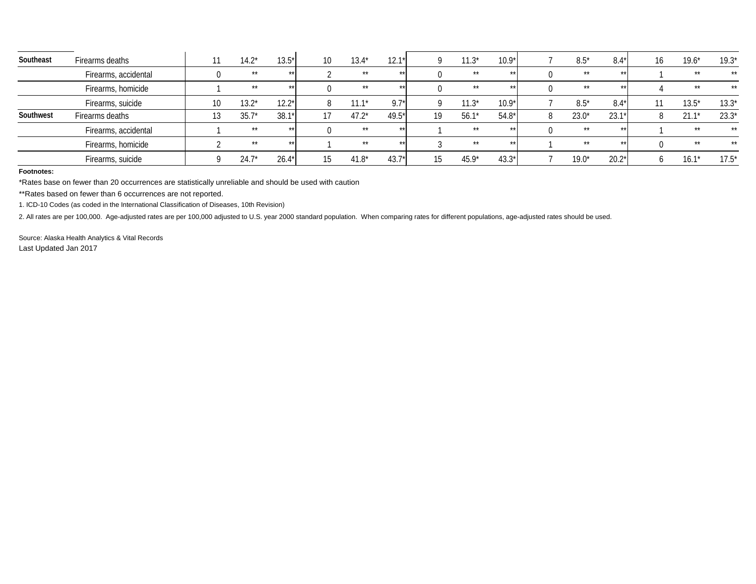| | | | | | | | | | | | | | | | | |
|---|---|---|---|---|---|---|---|---|---|---|---|---|---|---|---|---|
| **Southeast** | Firearms deaths | 11 | 14.2* | 13.5* | 10 | 13.4* | 12.1* | 9 | 11.3* | 10.9* | 7 | 8.5* | 8.4* | 16 | 19.6* | 19.3* |
| | Firearms, accidental | 0 | ** | ** | 2 | ** | ** | 0 | ** | ** | 0 | ** | ** | 1 | ** | ** |
| | Firearms, homicide | 1 | ** | ** | 0 | ** | ** | 0 | ** | ** | 0 | ** | ** | 4 | ** | ** |
| | Firearms, suicide | 10 | 13.2* | 12.2* | 8 | 11.1* | 9.7* | 9 | 11.3* | 10.9* | 7 | 8.5* | 8.4* | 11 | 13.5* | 13.3* |
| **Southwest** | Firearms deaths | 13 | 35.7* | 38.1* | 17 | 47.2* | 49.5* | 19 | 56.1* | 54.8* | 8 | 23.0* | 23.1* | 8 | 21.1* | 23.3* |
| | Firearms, accidental | 1 | ** | ** | 0 | ** | ** | 1 | ** | ** | 0 | ** | ** | 1 | ** | ** |
| | Firearms, homicide | 2 | ** | ** | 1 | ** | ** | 3 | ** | ** | 1 | ** | ** | 0 | ** | ** |
| | Firearms, suicide | 9 | 24.7* | 26.4* | 15 | 41.8* | 43.7* | 15 | 45.9* | 43.3* | 7 | 19.0* | 20.2* | 6 | 16.1* | 17.5* |

**Footnotes:**

*Rates base on fewer than 20 occurrences are statistically unreliable and should be used with caution

**Rates based on fewer than 6 occurrences are not reported.

1. ICD-10 Codes (as coded in the International Classification of Diseases, 10th Revision)

2. All rates are per 100,000. Age-adjusted rates are per 100,000 adjusted to U.S. year 2000 standard population. When comparing rates for different populations, age-adjusted rates should be used.

Source: Alaska Health Analytics & Vital Records

Last Updated Jan 2017